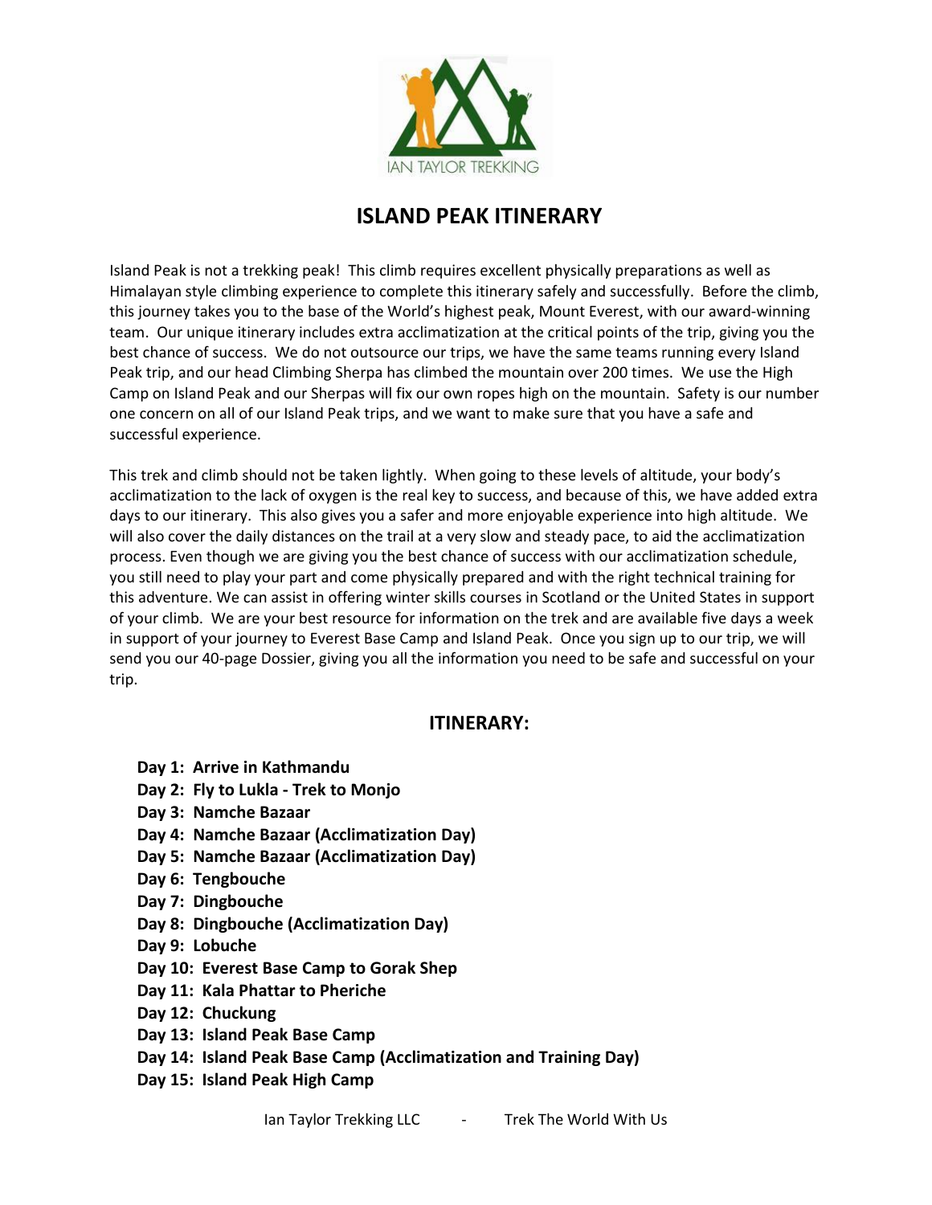IAN TAYLOR TREKKING

# ISLAND PEAK ITINERARY

Island Peak is not a trekking peak! This climb requires excellent physically preparations as well as Himalayan style climbing experience to complete this itinerary safely and successfully. Before the climb, this journey takes you to the base of the World's highest peak, Mount Everest, with our award-winning team. Our unique itinerary includes extra acclimatization at the critical points of the trip, giving you the best chance of success. We do not outsource our trips, we have the same teams running every Island Peak trip, and our head Climbing Sherpa has climbed the mountain over 200 times. We use the High Camp on Island Peak and our Sherpas will fix our own ropes high on the mountain. Safety is our number one concern on all of our Island Peak trips, and we want to make sure that you have a safe and successful experience.

This trek and climb should not be taken lightly. When going to these levels of altitude, your body's acclimatization to the lack of oxygen is the real key to success, and because of this, we have added extra days to our itinerary. This also gives you a safer and more enjoyable experience into high altitude. We will also cover the daily distances on the trail at a very slow and steady pace, to aid the acclimatization process. Even though we are giving you the best chance of success with our acclimatization schedule, you still need to play your part and come physically prepared and with the right technical training for this adventure. We can assist in offering winter skills courses in Scotland or the United States in support of your climb. We are your best resource for information on the trek and are available five days a week in support of your journey to Everest Base Camp and Island Peak. Once you sign up to our trip, we will send you our 40-page Dossier, giving you all the information you need to be safe and successful on your trip.

## ITINERARY:

**Day 1: Arrive in Kathmandu**
**Day 2: Fly to Lukla - Trek to Monjo**
**Day 3: Namche Bazaar**
**Day 4: Namche Bazaar (Acclimatization Day)**
**Day 5: Namche Bazaar (Acclimatization Day)**
**Day 6: Tengbouche**
**Day 7: Dingbouche**
**Day 8: Dingbouche (Acclimatization Day)**
**Day 9: Lobuche**
**Day 10: Everest Base Camp to Gorak Shep**
**Day 11: Kala Phattar to Pheriche**
**Day 12: Chuckung**
**Day 13: Island Peak Base Camp**
**Day 14: Island Peak Base Camp (Acclimatization and Training Day)**
**Day 15: Island Peak High Camp**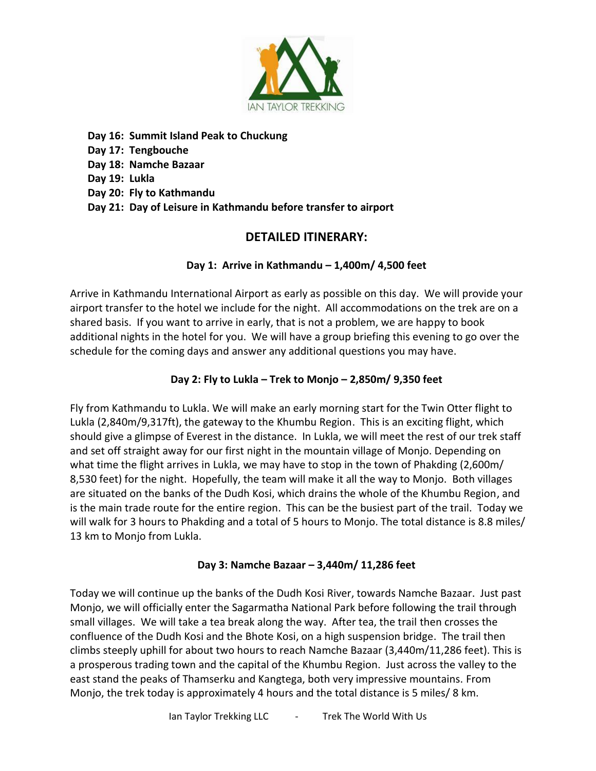**Day 16: Summit Island Peak to Chuckung**
**Day 17: Tengbouche**
**Day 18: Namche Bazaar**
**Day 19: Lukla**
**Day 20: Fly to Kathmandu**
**Day 21: Day of Leisure in Kathmandu before transfer to airport**

## DETAILED ITINERARY:

### Day 1: Arrive in Kathmandu – 1,400m/ 4,500 feet

Arrive in Kathmandu International Airport as early as possible on this day. We will provide your airport transfer to the hotel we include for the night. All accommodations on the trek are on a shared basis. If you want to arrive in early, that is not a problem, we are happy to book additional nights in the hotel for you. We will have a group briefing this evening to go over the schedule for the coming days and answer any additional questions you may have.

### Day 2: Fly to Lukla – Trek to Monjo – 2,850m/ 9,350 feet

Fly from Kathmandu to Lukla. We will make an early morning start for the Twin Otter flight to Lukla (2,840m/9,317ft), the gateway to the Khumbu Region. This is an exciting flight, which should give a glimpse of Everest in the distance. In Lukla, we will meet the rest of our trek staff and set off straight away for our first night in the mountain village of Monjo. Depending on what time the flight arrives in Lukla, we may have to stop in the town of Phakding (2,600m/ 8,530 feet) for the night. Hopefully, the team will make it all the way to Monjo. Both villages are situated on the banks of the Dudh Kosi, which drains the whole of the Khumbu Region, and is the main trade route for the entire region. This can be the busiest part of the trail. Today we will walk for 3 hours to Phakding and a total of 5 hours to Monjo. The total distance is 8.8 miles/ 13 km to Monjo from Lukla.

### Day 3: Namche Bazaar – 3,440m/ 11,286 feet

Today we will continue up the banks of the Dudh Kosi River, towards Namche Bazaar. Just past Monjo, we will officially enter the Sagarmatha National Park before following the trail through small villages. We will take a tea break along the way. After tea, the trail then crosses the confluence of the Dudh Kosi and the Bhote Kosi, on a high suspension bridge. The trail then climbs steeply uphill for about two hours to reach Namche Bazaar (3,440m/11,286 feet). This is a prosperous trading town and the capital of the Khumbu Region. Just across the valley to the east stand the peaks of Thamserku and Kangtega, both very impressive mountains. From Monjo, the trek today is approximately 4 hours and the total distance is 5 miles/ 8 km.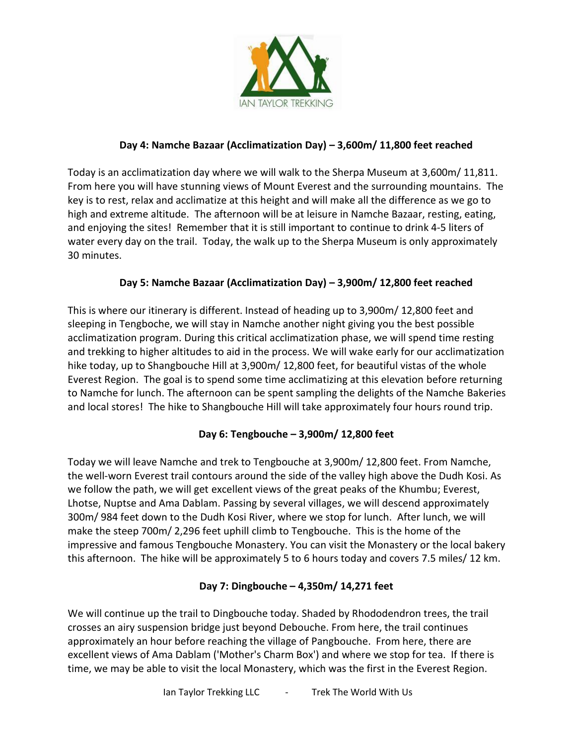**Day 4: Namche Bazaar (Acclimatization Day) – 3,600m/ 11,800 feet reached**

Today is an acclimatization day where we will walk to the Sherpa Museum at 3,600m/ 11,811. From here you will have stunning views of Mount Everest and the surrounding mountains. The key is to rest, relax and acclimatize at this height and will make all the difference as we go to high and extreme altitude. The afternoon will be at leisure in Namche Bazaar, resting, eating, and enjoying the sites! Remember that it is still important to continue to drink 4-5 liters of water every day on the trail. Today, the walk up to the Sherpa Museum is only approximately 30 minutes.

**Day 5: Namche Bazaar (Acclimatization Day) – 3,900m/ 12,800 feet reached**

This is where our itinerary is different. Instead of heading up to 3,900m/ 12,800 feet and sleeping in Tengboche, we will stay in Namche another night giving you the best possible acclimatization program. During this critical acclimatization phase, we will spend time resting and trekking to higher altitudes to aid in the process. We will wake early for our acclimatization hike today, up to Shangbouche Hill at 3,900m/ 12,800 feet, for beautiful vistas of the whole Everest Region. The goal is to spend some time acclimatizing at this elevation before returning to Namche for lunch. The afternoon can be spent sampling the delights of the Namche Bakeries and local stores! The hike to Shangbouche Hill will take approximately four hours round trip.

**Day 6: Tengbouche – 3,900m/ 12,800 feet**

Today we will leave Namche and trek to Tengbouche at 3,900m/ 12,800 feet. From Namche, the well-worn Everest trail contours around the side of the valley high above the Dudh Kosi. As we follow the path, we will get excellent views of the great peaks of the Khumbu; Everest, Lhotse, Nuptse and Ama Dablam. Passing by several villages, we will descend approximately 300m/ 984 feet down to the Dudh Kosi River, where we stop for lunch. After lunch, we will make the steep 700m/ 2,296 feet uphill climb to Tengbouche. This is the home of the impressive and famous Tengbouche Monastery. You can visit the Monastery or the local bakery this afternoon. The hike will be approximately 5 to 6 hours today and covers 7.5 miles/ 12 km.

**Day 7: Dingbouche – 4,350m/ 14,271 feet**

We will continue up the trail to Dingbouche today. Shaded by Rhododendron trees, the trail crosses an airy suspension bridge just beyond Debouche. From here, the trail continues approximately an hour before reaching the village of Pangbouche. From here, there are excellent views of Ama Dablam ('Mother's Charm Box') and where we stop for tea. If there is time, we may be able to visit the local Monastery, which was the first in the Everest Region.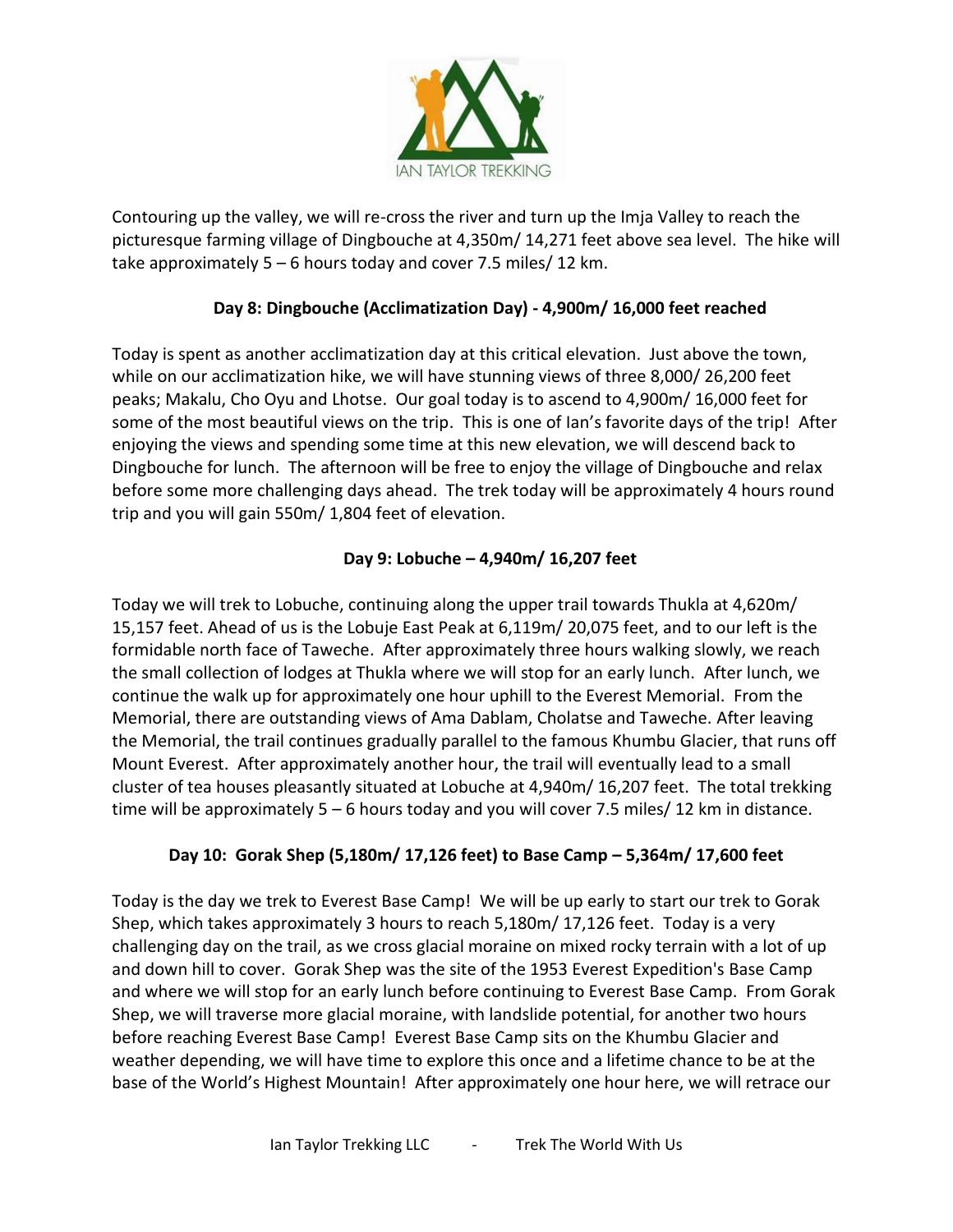Contouring up the valley, we will re-cross the river and turn up the Imja Valley to reach the picturesque farming village of Dingbouche at 4,350m/ 14,271 feet above sea level. The hike will take approximately 5 – 6 hours today and cover 7.5 miles/ 12 km.

### Day 8: Dingbouche (Acclimatization Day) - 4,900m/ 16,000 feet reached

Today is spent as another acclimatization day at this critical elevation. Just above the town, while on our acclimatization hike, we will have stunning views of three 8,000/ 26,200 feet peaks; Makalu, Cho Oyu and Lhotse. Our goal today is to ascend to 4,900m/ 16,000 feet for some of the most beautiful views on the trip. This is one of Ian's favorite days of the trip! After enjoying the views and spending some time at this new elevation, we will descend back to Dingbouche for lunch. The afternoon will be free to enjoy the village of Dingbouche and relax before some more challenging days ahead. The trek today will be approximately 4 hours round trip and you will gain 550m/ 1,804 feet of elevation.

### Day 9: Lobuche – 4,940m/ 16,207 feet

Today we will trek to Lobuche, continuing along the upper trail towards Thukla at 4,620m/ 15,157 feet. Ahead of us is the Lobuje East Peak at 6,119m/ 20,075 feet, and to our left is the formidable north face of Taweche. After approximately three hours walking slowly, we reach the small collection of lodges at Thukla where we will stop for an early lunch. After lunch, we continue the walk up for approximately one hour uphill to the Everest Memorial. From the Memorial, there are outstanding views of Ama Dablam, Cholatse and Taweche. After leaving the Memorial, the trail continues gradually parallel to the famous Khumbu Glacier, that runs off Mount Everest. After approximately another hour, the trail will eventually lead to a small cluster of tea houses pleasantly situated at Lobuche at 4,940m/ 16,207 feet. The total trekking time will be approximately 5 – 6 hours today and you will cover 7.5 miles/ 12 km in distance.

### Day 10: Gorak Shep (5,180m/ 17,126 feet) to Base Camp – 5,364m/ 17,600 feet

Today is the day we trek to Everest Base Camp! We will be up early to start our trek to Gorak Shep, which takes approximately 3 hours to reach 5,180m/ 17,126 feet. Today is a very challenging day on the trail, as we cross glacial moraine on mixed rocky terrain with a lot of up and down hill to cover. Gorak Shep was the site of the 1953 Everest Expedition's Base Camp and where we will stop for an early lunch before continuing to Everest Base Camp. From Gorak Shep, we will traverse more glacial moraine, with landslide potential, for another two hours before reaching Everest Base Camp! Everest Base Camp sits on the Khumbu Glacier and weather depending, we will have time to explore this once and a lifetime chance to be at the base of the World's Highest Mountain! After approximately one hour here, we will retrace our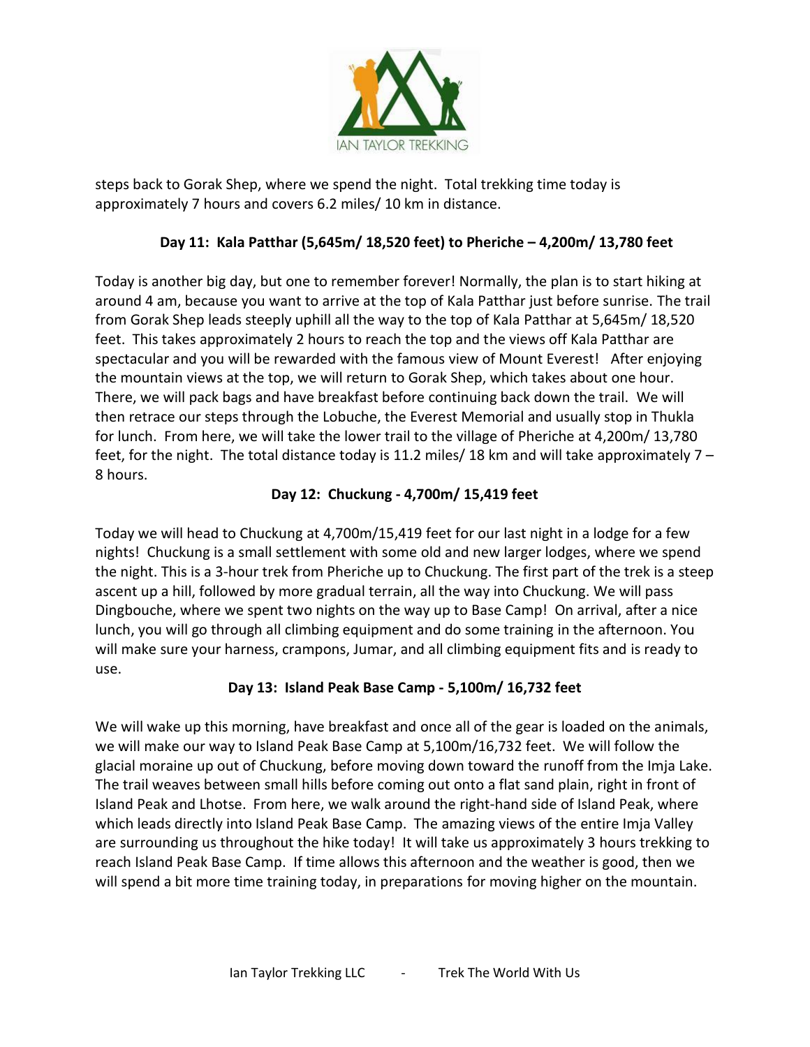steps back to Gorak Shep, where we spend the night. Total trekking time today is approximately 7 hours and covers 6.2 miles/ 10 km in distance.

### Day 11: Kala Patthar (5,645m/ 18,520 feet) to Pheriche – 4,200m/ 13,780 feet

Today is another big day, but one to remember forever! Normally, the plan is to start hiking at around 4 am, because you want to arrive at the top of Kala Patthar just before sunrise. The trail from Gorak Shep leads steeply uphill all the way to the top of Kala Patthar at 5,645m/ 18,520 feet. This takes approximately 2 hours to reach the top and the views off Kala Patthar are spectacular and you will be rewarded with the famous view of Mount Everest! After enjoying the mountain views at the top, we will return to Gorak Shep, which takes about one hour. There, we will pack bags and have breakfast before continuing back down the trail. We will then retrace our steps through the Lobuche, the Everest Memorial and usually stop in Thukla for lunch. From here, we will take the lower trail to the village of Pheriche at 4,200m/ 13,780 feet, for the night. The total distance today is 11.2 miles/ 18 km and will take approximately 7 – 8 hours.

### Day 12: Chuckung - 4,700m/ 15,419 feet

Today we will head to Chuckung at 4,700m/15,419 feet for our last night in a lodge for a few nights! Chuckung is a small settlement with some old and new larger lodges, where we spend the night. This is a 3-hour trek from Pheriche up to Chuckung. The first part of the trek is a steep ascent up a hill, followed by more gradual terrain, all the way into Chuckung. We will pass Dingbouche, where we spent two nights on the way up to Base Camp! On arrival, after a nice lunch, you will go through all climbing equipment and do some training in the afternoon. You will make sure your harness, crampons, Jumar, and all climbing equipment fits and is ready to use.

### Day 13: Island Peak Base Camp - 5,100m/ 16,732 feet

We will wake up this morning, have breakfast and once all of the gear is loaded on the animals, we will make our way to Island Peak Base Camp at 5,100m/16,732 feet. We will follow the glacial moraine up out of Chuckung, before moving down toward the runoff from the Imja Lake. The trail weaves between small hills before coming out onto a flat sand plain, right in front of Island Peak and Lhotse. From here, we walk around the right-hand side of Island Peak, where which leads directly into Island Peak Base Camp. The amazing views of the entire Imja Valley are surrounding us throughout the hike today! It will take us approximately 3 hours trekking to reach Island Peak Base Camp. If time allows this afternoon and the weather is good, then we will spend a bit more time training today, in preparations for moving higher on the mountain.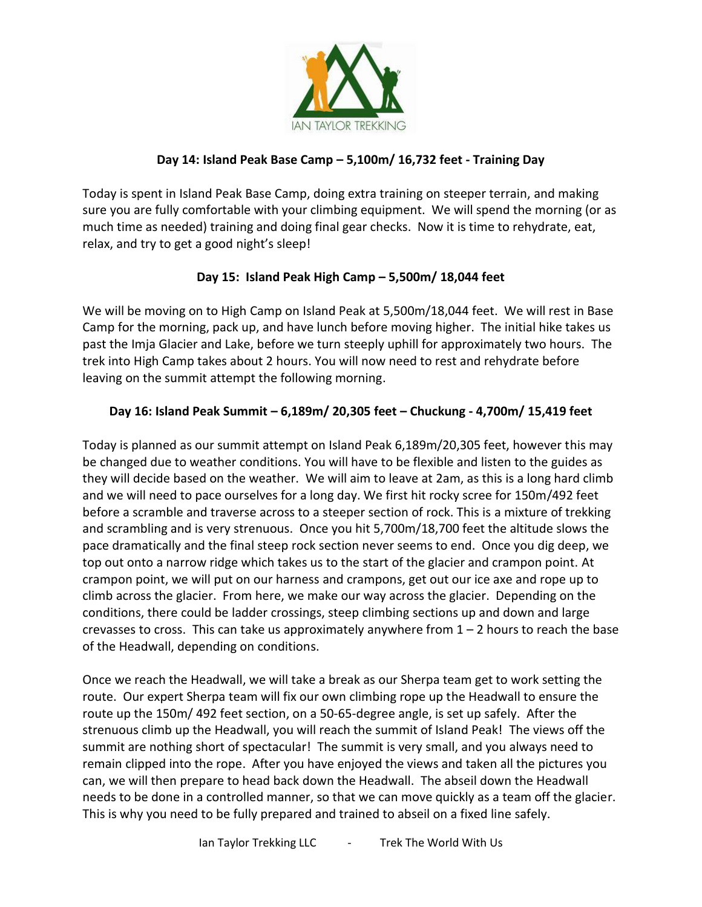## Day 14: Island Peak Base Camp – 5,100m/ 16,732 feet - Training Day

Today is spent in Island Peak Base Camp, doing extra training on steeper terrain, and making sure you are fully comfortable with your climbing equipment. We will spend the morning (or as much time as needed) training and doing final gear checks. Now it is time to rehydrate, eat, relax, and try to get a good night's sleep!

## Day 15: Island Peak High Camp – 5,500m/ 18,044 feet

We will be moving on to High Camp on Island Peak at 5,500m/18,044 feet. We will rest in Base Camp for the morning, pack up, and have lunch before moving higher. The initial hike takes us past the Imja Glacier and Lake, before we turn steeply uphill for approximately two hours. The trek into High Camp takes about 2 hours. You will now need to rest and rehydrate before leaving on the summit attempt the following morning.

## Day 16: Island Peak Summit – 6,189m/ 20,305 feet – Chuckung - 4,700m/ 15,419 feet

Today is planned as our summit attempt on Island Peak 6,189m/20,305 feet, however this may be changed due to weather conditions. You will have to be flexible and listen to the guides as they will decide based on the weather. We will aim to leave at 2am, as this is a long hard climb and we will need to pace ourselves for a long day. We first hit rocky scree for 150m/492 feet before a scramble and traverse across to a steeper section of rock. This is a mixture of trekking and scrambling and is very strenuous. Once you hit 5,700m/18,700 feet the altitude slows the pace dramatically and the final steep rock section never seems to end. Once you dig deep, we top out onto a narrow ridge which takes us to the start of the glacier and crampon point. At crampon point, we will put on our harness and crampons, get out our ice axe and rope up to climb across the glacier. From here, we make our way across the glacier. Depending on the conditions, there could be ladder crossings, steep climbing sections up and down and large crevasses to cross. This can take us approximately anywhere from 1 – 2 hours to reach the base of the Headwall, depending on conditions.

Once we reach the Headwall, we will take a break as our Sherpa team get to work setting the route. Our expert Sherpa team will fix our own climbing rope up the Headwall to ensure the route up the 150m/ 492 feet section, on a 50-65-degree angle, is set up safely. After the strenuous climb up the Headwall, you will reach the summit of Island Peak! The views off the summit are nothing short of spectacular! The summit is very small, and you always need to remain clipped into the rope. After you have enjoyed the views and taken all the pictures you can, we will then prepare to head back down the Headwall. The abseil down the Headwall needs to be done in a controlled manner, so that we can move quickly as a team off the glacier. This is why you need to be fully prepared and trained to abseil on a fixed line safely.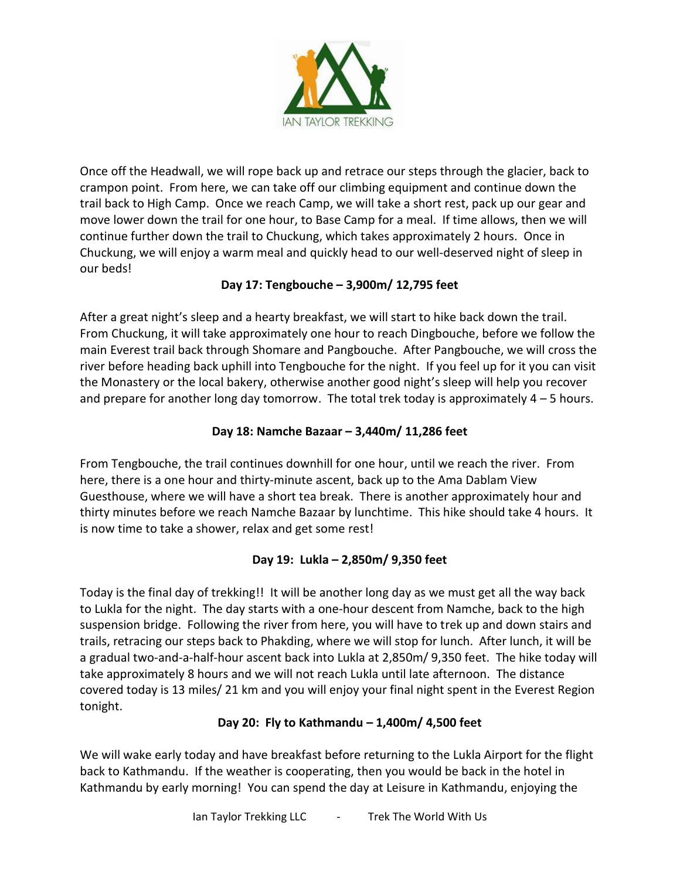Once off the Headwall, we will rope back up and retrace our steps through the glacier, back to crampon point. From here, we can take off our climbing equipment and continue down the trail back to High Camp. Once we reach Camp, we will take a short rest, pack up our gear and move lower down the trail for one hour, to Base Camp for a meal. If time allows, then we will continue further down the trail to Chuckung, which takes approximately 2 hours. Once in Chuckung, we will enjoy a warm meal and quickly head to our well-deserved night of sleep in our beds!

**Day 17: Tengbouche – 3,900m/ 12,795 feet**

After a great night's sleep and a hearty breakfast, we will start to hike back down the trail. From Chuckung, it will take approximately one hour to reach Dingbouche, before we follow the main Everest trail back through Shomare and Pangbouche. After Pangbouche, we will cross the river before heading back uphill into Tengbouche for the night. If you feel up for it you can visit the Monastery or the local bakery, otherwise another good night's sleep will help you recover and prepare for another long day tomorrow. The total trek today is approximately 4 – 5 hours.

**Day 18: Namche Bazaar – 3,440m/ 11,286 feet**

From Tengbouche, the trail continues downhill for one hour, until we reach the river. From here, there is a one hour and thirty-minute ascent, back up to the Ama Dablam View Guesthouse, where we will have a short tea break. There is another approximately hour and thirty minutes before we reach Namche Bazaar by lunchtime. This hike should take 4 hours. It is now time to take a shower, relax and get some rest!

**Day 19: Lukla – 2,850m/ 9,350 feet**

Today is the final day of trekking!! It will be another long day as we must get all the way back to Lukla for the night. The day starts with a one-hour descent from Namche, back to the high suspension bridge. Following the river from here, you will have to trek up and down stairs and trails, retracing our steps back to Phakding, where we will stop for lunch. After lunch, it will be a gradual two-and-a-half-hour ascent back into Lukla at 2,850m/ 9,350 feet. The hike today will take approximately 8 hours and we will not reach Lukla until late afternoon. The distance covered today is 13 miles/ 21 km and you will enjoy your final night spent in the Everest Region tonight.

**Day 20: Fly to Kathmandu – 1,400m/ 4,500 feet**

We will wake early today and have breakfast before returning to the Lukla Airport for the flight back to Kathmandu. If the weather is cooperating, then you would be back in the hotel in Kathmandu by early morning! You can spend the day at Leisure in Kathmandu, enjoying the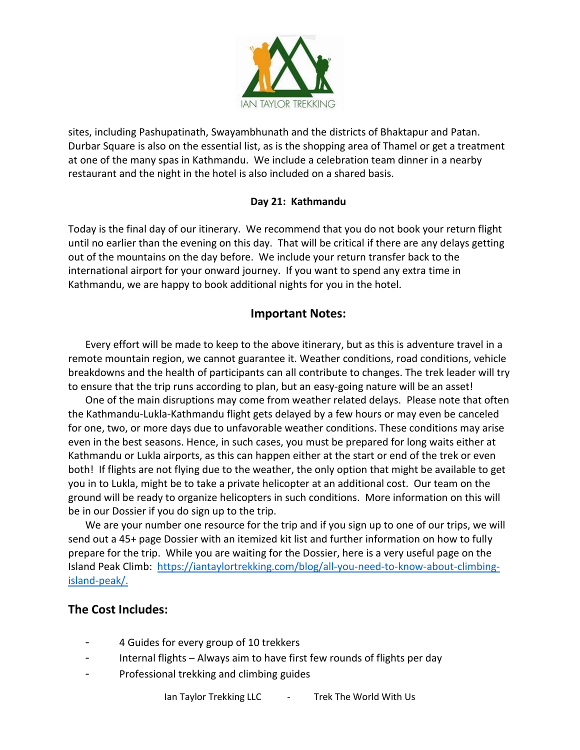sites, including Pashupatinath, Swayambhunath and the districts of Bhaktapur and Patan. Durbar Square is also on the essential list, as is the shopping area of Thamel or get a treatment at one of the many spas in Kathmandu. We include a celebration team dinner in a nearby restaurant and the night in the hotel is also included on a shared basis.

**Day 21: Kathmandu**

Today is the final day of our itinerary. We recommend that you do not book your return flight until no earlier than the evening on this day. That will be critical if there are any delays getting out of the mountains on the day before. We include your return transfer back to the international airport for your onward journey. If you want to spend any extra time in Kathmandu, we are happy to book additional nights for you in the hotel.

## Important Notes:

Every effort will be made to keep to the above itinerary, but as this is adventure travel in a remote mountain region, we cannot guarantee it. Weather conditions, road conditions, vehicle breakdowns and the health of participants can all contribute to changes. The trek leader will try to ensure that the trip runs according to plan, but an easy-going nature will be an asset!

One of the main disruptions may come from weather related delays. Please note that often the Kathmandu-Lukla-Kathmandu flight gets delayed by a few hours or may even be canceled for one, two, or more days due to unfavorable weather conditions. These conditions may arise even in the best seasons. Hence, in such cases, you must be prepared for long waits either at Kathmandu or Lukla airports, as this can happen either at the start or end of the trek or even both! If flights are not flying due to the weather, the only option that might be available to get you in to Lukla, might be to take a private helicopter at an additional cost. Our team on the ground will be ready to organize helicopters in such conditions. More information on this will be in our Dossier if you do sign up to the trip.

We are your number one resource for the trip and if you sign up to one of our trips, we will send out a 45+ page Dossier with an itemized kit list and further information on how to fully prepare for the trip. While you are waiting for the Dossier, here is a very useful page on the Island Peak Climb: https://iantaylortrekking.com/blog/all-you-need-to-know-about-climbing-island-peak/.

## The Cost Includes:

- 4 Guides for every group of 10 trekkers
- Internal flights – Always aim to have first few rounds of flights per day
- Professional trekking and climbing guides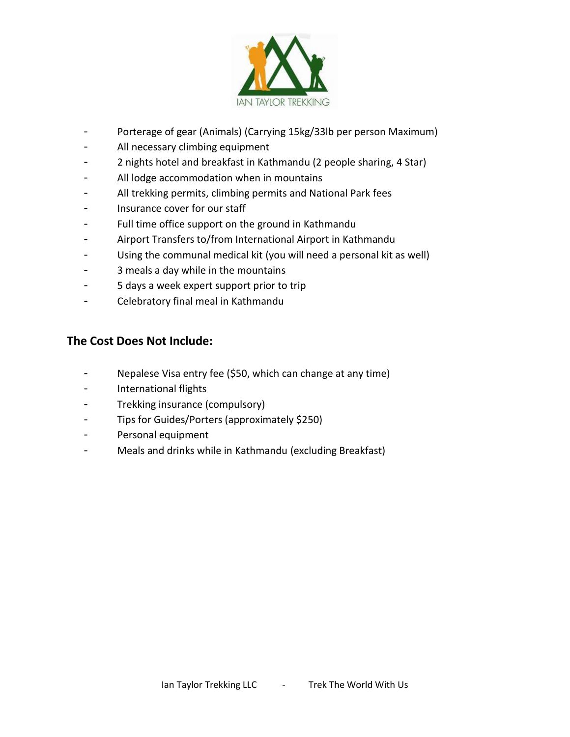- Porterage of gear (Animals) (Carrying 15kg/33lb per person Maximum)
- All necessary climbing equipment
- 2 nights hotel and breakfast in Kathmandu (2 people sharing, 4 Star)
- All lodge accommodation when in mountains
- All trekking permits, climbing permits and National Park fees
- Insurance cover for our staff
- Full time office support on the ground in Kathmandu
- Airport Transfers to/from International Airport in Kathmandu
- Using the communal medical kit (you will need a personal kit as well)
- 3 meals a day while in the mountains
- 5 days a week expert support prior to trip
- Celebratory final meal in Kathmandu

## The Cost Does Not Include:

- Nepalese Visa entry fee ($50, which can change at any time)
- International flights
- Trekking insurance (compulsory)
- Tips for Guides/Porters (approximately $250)
- Personal equipment
- Meals and drinks while in Kathmandu (excluding Breakfast)